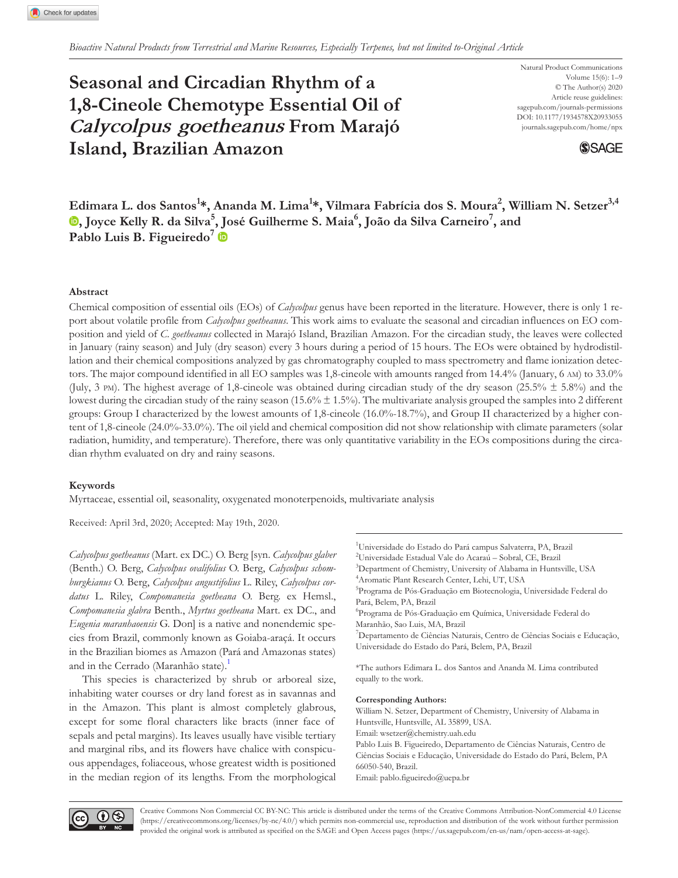*Bioactive Natural Products from Terrestrial and Marine Resources, Especially Terpenes, but not limited to-Original Article*

# Seasonal and Circadian Rhythm of a 1,8-Cineole Chemotype Essential Oil of *Calycolpus goetheanus* From Marajó Island, Brazilian Amazon

Natural Product Communications
Volume 15(6): 1–9
© The Author(s) 2020
Article reuse guidelines:
sagepub.com/journals-permissions
DOI: 10.1177/1934578X20933055
journals.sagepub.com/home/npx

**Edimara L. dos Santos[1]*, Ananda M. Lima[1]*, Vilmara Fabrícia dos S. Moura[2], William N. Setzer[3,4], Joyce Kelly R. da Silva[5], José Guilherme S. Maia[6], João da Silva Carneiro[7], and Pablo Luis B. Figueiredo[7]**

## Abstract

Chemical composition of essential oils (EOs) of *Calycolpus* genus have been reported in the literature. However, there is only 1 report about volatile profile from *Calycolpus goetheanus*. This work aims to evaluate the seasonal and circadian influences on EO composition and yield of *C. goetheanus* collected in Marajó Island, Brazilian Amazon. For the circadian study, the leaves were collected in January (rainy season) and July (dry season) every 3 hours during a period of 15 hours. The EOs were obtained by hydrodistillation and their chemical compositions analyzed by gas chromatography coupled to mass spectrometry and flame ionization detectors. The major compound identified in all EO samples was 1,8-cineole with amounts ranged from 14.4% (January, 6 AM) to 33.0% (July, 3 PM). The highest average of 1,8-cineole was obtained during circadian study of the dry season (25.5% ± 5.8%) and the lowest during the circadian study of the rainy season (15.6% ± 1.5%). The multivariate analysis grouped the samples into 2 different groups: Group I characterized by the lowest amounts of 1,8-cineole (16.0%-18.7%), and Group II characterized by a higher content of 1,8-cineole (24.0%-33.0%). The oil yield and chemical composition did not show relationship with climate parameters (solar radiation, humidity, and temperature). Therefore, there was only quantitative variability in the EOs compositions during the circadian rhythm evaluated on dry and rainy seasons.

## Keywords

Myrtaceae, essential oil, seasonality, oxygenated monoterpenoids, multivariate analysis

Received: April 3rd, 2020; Accepted: May 19th, 2020.

*Calycolpus goetheanus* (Mart. ex DC.) O. Berg [syn. *Calycolpus glaber* (Benth.) O. Berg, *Calycolpus ovalifolius* O. Berg, *Calycolpus schomburgkianus* O. Berg, *Calycolpus angustifolius* L. Riley, *Calycolpus cordatus* L. Riley, *Compomanesia goetheana* O. Berg. ex Hemsl., *Compomanesia glabra* Benth., *Myrtus goetheana* Mart. ex DC., and *Eugenia maranhaoensis* G. Don] is a native and nonendemic species from Brazil, commonly known as Goiaba-araçá. It occurs in the Brazilian biomes as Amazon (Pará and Amazonas states) and in the Cerrado (Maranhão state).[1]

This species is characterized by shrub or arboreal size, inhabiting water courses or dry land forest as in savannas and in the Amazon. This plant is almost completely glabrous, except for some floral characters like bracts (inner face of sepals and petal margins). Its leaves usually have visible tertiary and marginal ribs, and its flowers have chalice with conspicuous appendages, foliaceous, whose greatest width is positioned in the median region of its lengths. From the morphological

[1]Universidade do Estado do Pará campus Salvaterra, PA, Brazil
[2]Universidade Estadual Vale do Acaraú – Sobral, CE, Brazil
[3]Department of Chemistry, University of Alabama in Huntsville, USA
[4]Aromatic Plant Research Center, Lehi, UT, USA
[5]Programa de Pós-Graduação em Biotecnologia, Universidade Federal do Pará, Belem, PA, Brazil
[6]Programa de Pós-Graduação em Química, Universidade Federal do Maranhão, Sao Luis, MA, Brazil
[7]Departamento de Ciências Naturais, Centro de Ciências Sociais e Educação, Universidade do Estado do Pará, Belem, PA, Brazil

*The authors Edimara L. dos Santos and Ananda M. Lima contributed equally to the work.

**Corresponding Authors:**
William N. Setzer, Department of Chemistry, University of Alabama in Huntsville, Huntsville, AL 35899, USA.
Email: wsetzer@chemistry.uah.edu
Pablo Luis B. Figueiredo, Departamento de Ciências Naturais, Centro de Ciências Sociais e Educação, Universidade do Estado do Pará, Belem, PA 66050-540, Brazil.
Email: pablo.figueiredo@uepa.br

Creative Commons Non Commercial CC BY-NC: This article is distributed under the terms of the Creative Commons Attribution-NonCommercial 4.0 License (https://creativecommons.org/licenses/by-nc/4.0/) which permits non-commercial use, reproduction and distribution of the work without further permission provided the original work is attributed as specified on the SAGE and Open Access pages (https://us.sagepub.com/en-us/nam/open-access-at-sage).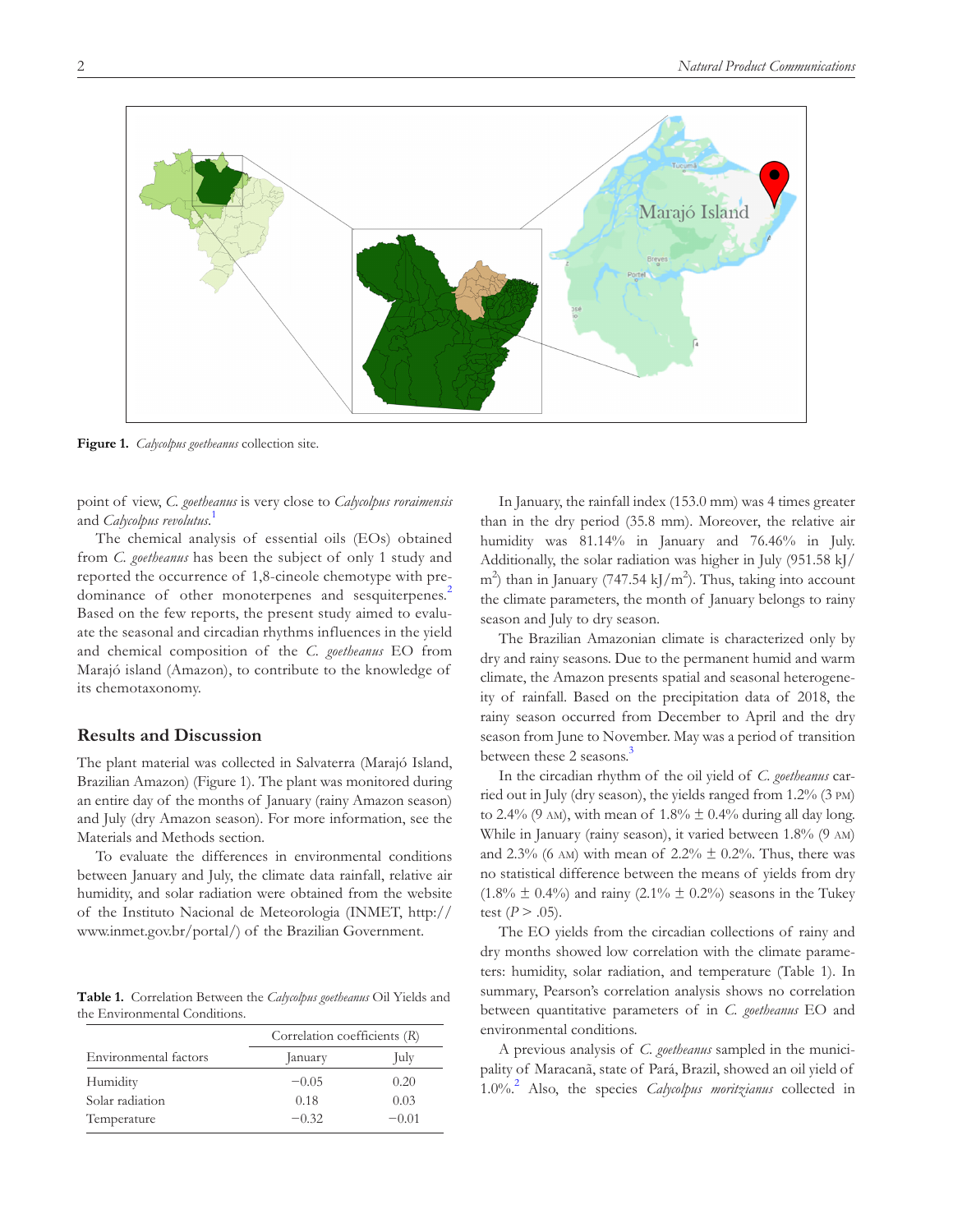**Figure 1.** *Calycolpus goetheanus* collection site.

point of view, *C. goetheanus* is very close to *Calycolpus roraimensis* and *Calycolpus revolutus*.[1]

The chemical analysis of essential oils (EOs) obtained from *C. goetheanus* has been the subject of only 1 study and reported the occurrence of 1,8-cineole chemotype with predominance of other monoterpenes and sesquiterpenes.[2] Based on the few reports, the present study aimed to evaluate the seasonal and circadian rhythms influences in the yield and chemical composition of the *C. goetheanus* EO from Marajó island (Amazon), to contribute to the knowledge of its chemotaxonomy.

## Results and Discussion

The plant material was collected in Salvaterra (Marajó Island, Brazilian Amazon) (Figure 1). The plant was monitored during an entire day of the months of January (rainy Amazon season) and July (dry Amazon season). For more information, see the Materials and Methods section.

To evaluate the differences in environmental conditions between January and July, the climate data rainfall, relative air humidity, and solar radiation were obtained from the website of the Instituto Nacional de Meteorologia (INMET, http://www.inmet.gov.br/portal/) of the Brazilian Government.

**Table 1.** Correlation Between the *Calycolpus goetheanus* Oil Yields and the Environmental Conditions.

| | Correlation coefficients (*R*) | |
|---|---|---|
| Environmental factors | January | July |
| Humidity | −0.05 | 0.20 |
| Solar radiation | 0.18 | 0.03 |
| Temperature | −0.32 | −0.01 |

In January, the rainfall index (153.0 mm) was 4 times greater than in the dry period (35.8 mm). Moreover, the relative air humidity was 81.14% in January and 76.46% in July. Additionally, the solar radiation was higher in July (951.58 kJ/m$^2$) than in January (747.54 kJ/m$^2$). Thus, taking into account the climate parameters, the month of January belongs to rainy season and July to dry season.

The Brazilian Amazonian climate is characterized only by dry and rainy seasons. Due to the permanent humid and warm climate, the Amazon presents spatial and seasonal heterogeneity of rainfall. Based on the precipitation data of 2018, the rainy season occurred from December to April and the dry season from June to November. May was a period of transition between these 2 seasons.[3]

In the circadian rhythm of the oil yield of *C. goetheanus* carried out in July (dry season), the yields ranged from 1.2% (3 PM) to 2.4% (9 AM), with mean of 1.8% ± 0.4% during all day long. While in January (rainy season), it varied between 1.8% (9 AM) and 2.3% (6 AM) with mean of 2.2% ± 0.2%. Thus, there was no statistical difference between the means of yields from dry (1.8% ± 0.4%) and rainy (2.1% ± 0.2%) seasons in the Tukey test ($P > .05$).

The EO yields from the circadian collections of rainy and dry months showed low correlation with the climate parameters: humidity, solar radiation, and temperature (Table 1). In summary, Pearson's correlation analysis shows no correlation between quantitative parameters of in *C. goetheanus* EO and environmental conditions.

A previous analysis of *C. goetheanus* sampled in the municipality of Maracanã, state of Pará, Brazil, showed an oil yield of 1.0%.[2] Also, the species *Calycolpus moritzianus* collected in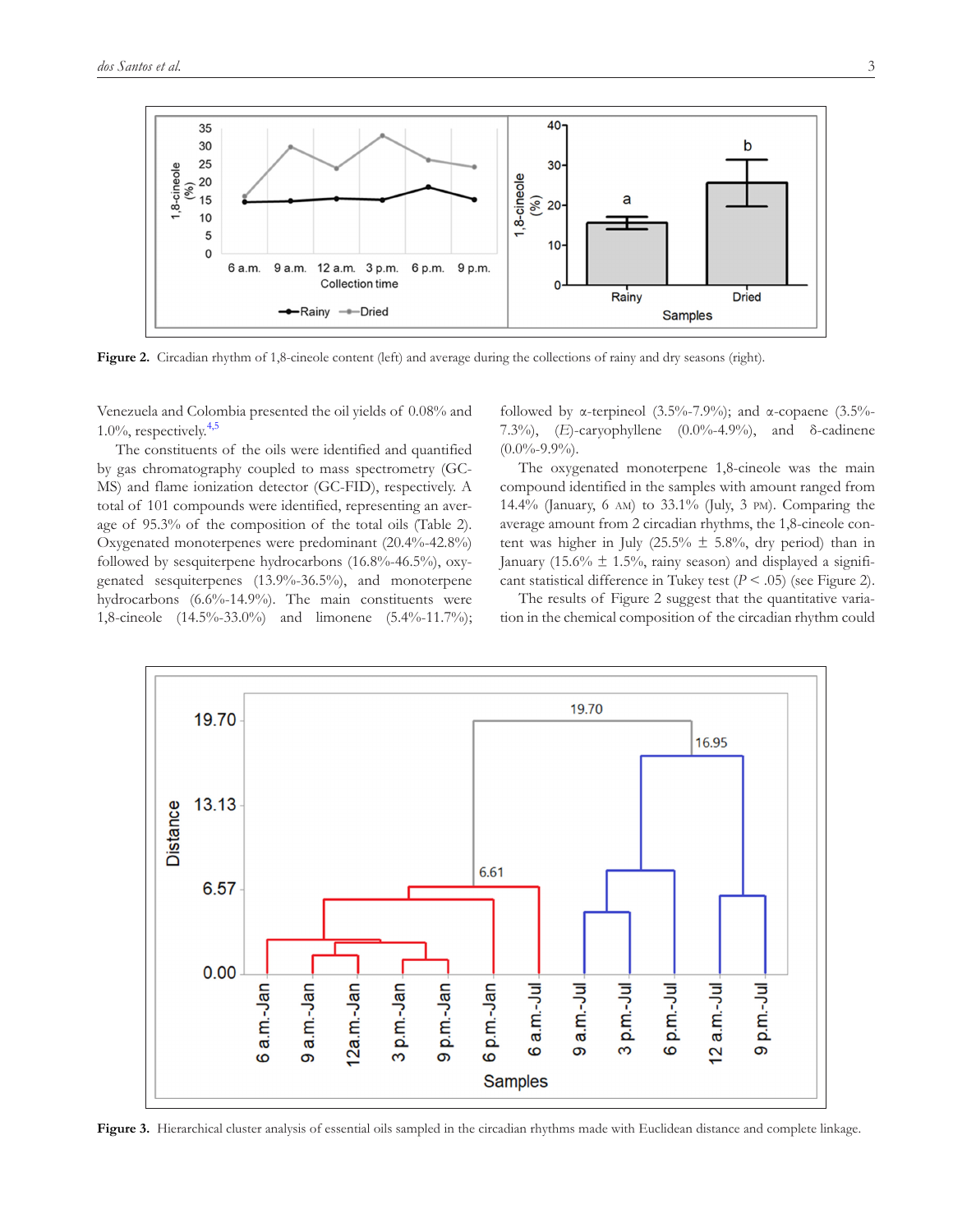Figure 2. Circadian rhythm of 1,8-cineole content (left) and average during the collections of rainy and dry seasons (right).

Venezuela and Colombia presented the oil yields of 0.08% and 1.0%, respectively.[4,5]

The constituents of the oils were identified and quantified by gas chromatography coupled to mass spectrometry (GC-MS) and flame ionization detector (GC-FID), respectively. A total of 101 compounds were identified, representing an average of 95.3% of the composition of the total oils (Table 2). Oxygenated monoterpenes were predominant (20.4%-42.8%) followed by sesquiterpene hydrocarbons (16.8%-46.5%), oxygenated sesquiterpenes (13.9%-36.5%), and monoterpene hydrocarbons (6.6%-14.9%). The main constituents were 1,8-cineole (14.5%-33.0%) and limonene (5.4%-11.7%); followed by α-terpineol (3.5%-7.9%); and α-copaene (3.5%-7.3%), (*E*)-caryophyllene (0.0%-4.9%), and δ-cadinene (0.0%-9.9%).

The oxygenated monoterpene 1,8-cineole was the main compound identified in the samples with amount ranged from 14.4% (January, 6 AM) to 33.1% (July, 3 PM). Comparing the average amount from 2 circadian rhythms, the 1,8-cineole content was higher in July (25.5% ± 5.8%, dry period) than in January (15.6% ± 1.5%, rainy season) and displayed a significant statistical difference in Tukey test ($P < .05$) (see Figure 2).

The results of Figure 2 suggest that the quantitative variation in the chemical composition of the circadian rhythm could

Figure 3. Hierarchical cluster analysis of essential oils sampled in the circadian rhythms made with Euclidean distance and complete linkage.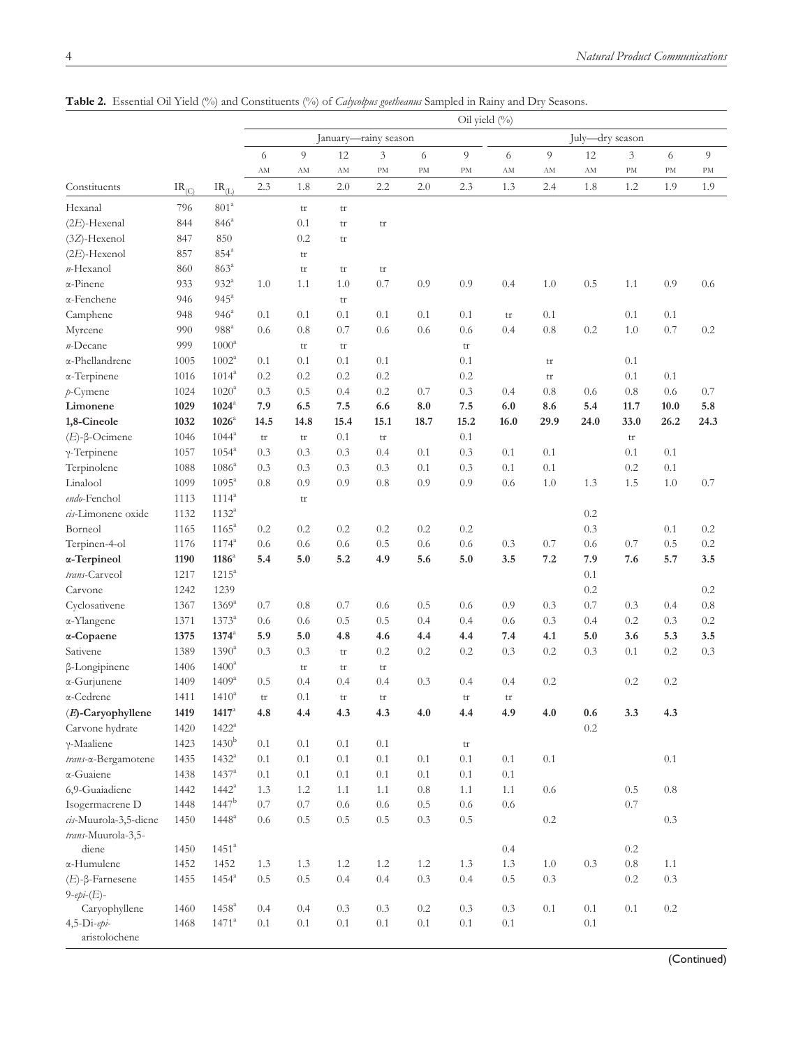**Table 2.** Essential Oil Yield (%) and Constituents (%) of *Calycolpus goetheanus* Sampled in Rainy and Dry Seasons.

| | | | Oil yield (%) | | | | | | | | | | | |
|---|---|---|---|---|---|---|---|---|---|---|---|---|---|---|
| | | | January—rainy season | | | | | | July—dry season | | | | | |
| | | | 6 AM | 9 AM | 12 AM | 3 PM | 6 PM | 9 PM | 6 AM | 9 AM | 12 AM | 3 PM | 6 PM | 9 PM |
| Constituents | $IR_{(C)}$ | $IR_{(L)}$ | 2.3 | 1.8 | 2.0 | 2.2 | 2.0 | 2.3 | 1.3 | 2.4 | 1.8 | 1.2 | 1.9 | 1.9 |
| Hexanal | 796 | 801[a] | | tr | tr | | | | | | | | | |
| (2*E*)-Hexenal | 844 | 846[a] | | 0.1 | tr | tr | | | | | | | | |
| (3*Z*)-Hexenol | 847 | 850 | | 0.2 | tr | | | | | | | | | |
| (2*E*)-Hexenol | 857 | 854[a] | | tr | | | | | | | | | | |
| *n*-Hexanol | 860 | 863[a] | | tr | tr | tr | | | | | | | | |
| α-Pinene | 933 | 932[a] | 1.0 | 1.1 | 1.0 | 0.7 | 0.9 | 0.9 | 0.4 | 1.0 | 0.5 | 1.1 | 0.9 | 0.6 |
| α-Fenchene | 946 | 945[a] | | | tr | | | | | | | | | |
| Camphene | 948 | 946[a] | 0.1 | 0.1 | 0.1 | 0.1 | 0.1 | 0.1 | tr | 0.1 | | 0.1 | 0.1 | |
| Myrcene | 990 | 988[a] | 0.6 | 0.8 | 0.7 | 0.6 | 0.6 | 0.6 | 0.4 | 0.8 | 0.2 | 1.0 | 0.7 | 0.2 |
| *n*-Decane | 999 | 1000[a] | | tr | tr | | | tr | | | | | | |
| α-Phellandrene | 1005 | 1002[a] | 0.1 | 0.1 | 0.1 | 0.1 | | 0.1 | | tr | | 0.1 | | |
| α-Terpinene | 1016 | 1014[a] | 0.2 | 0.2 | 0.2 | 0.2 | | 0.2 | | tr | | 0.1 | 0.1 | |
| *p*-Cymene | 1024 | 1020[a] | 0.3 | 0.5 | 0.4 | 0.2 | 0.7 | 0.3 | 0.4 | 0.8 | 0.6 | 0.8 | 0.6 | 0.7 |
| **Limonene** | **1029** | **1024**[a] | **7.9** | **6.5** | **7.5** | **6.6** | **8.0** | **7.5** | **6.0** | **8.6** | **5.4** | **11.7** | **10.0** | **5.8** |
| **1,8-Cineole** | **1032** | **1026**[a] | **14.5** | **14.8** | **15.4** | **15.1** | **18.7** | **15.2** | **16.0** | **29.9** | **24.0** | **33.0** | **26.2** | **24.3** |
| (*E*)-β-Ocimene | 1046 | 1044[a] | tr | tr | 0.1 | tr | | 0.1 | | | | tr | | |
| γ-Terpinene | 1057 | 1054[a] | 0.3 | 0.3 | 0.3 | 0.4 | 0.1 | 0.3 | 0.1 | 0.1 | | 0.1 | 0.1 | |
| Terpinolene | 1088 | 1086[a] | 0.3 | 0.3 | 0.3 | 0.3 | 0.1 | 0.3 | 0.1 | 0.1 | | 0.2 | 0.1 | |
| Linalool | 1099 | 1095[a] | 0.8 | 0.9 | 0.9 | 0.8 | 0.9 | 0.9 | 0.6 | 1.0 | 1.3 | 1.5 | 1.0 | 0.7 |
| *endo*-Fenchol | 1113 | 1114[a] | | tr | | | | | | | | | | |
| *cis*-Limonene oxide | 1132 | 1132[a] | | | | | | | | | 0.2 | | | |
| Borneol | 1165 | 1165[a] | 0.2 | 0.2 | 0.2 | 0.2 | 0.2 | 0.2 | | | 0.3 | | 0.1 | 0.2 |
| Terpinen-4-ol | 1176 | 1174[a] | 0.6 | 0.6 | 0.6 | 0.5 | 0.6 | 0.6 | 0.3 | 0.7 | 0.6 | 0.7 | 0.5 | 0.2 |
| **α-Terpineol** | **1190** | **1186**[a] | **5.4** | **5.0** | **5.2** | **4.9** | **5.6** | **5.0** | **3.5** | **7.2** | **7.9** | **7.6** | **5.7** | **3.5** |
| *trans*-Carveol | 1217 | 1215[a] | | | | | | | | | 0.1 | | | |
| Carvone | 1242 | 1239 | | | | | | | | | 0.2 | | | 0.2 |
| Cyclosativene | 1367 | 1369[a] | 0.7 | 0.8 | 0.7 | 0.6 | 0.5 | 0.6 | 0.9 | 0.3 | 0.7 | 0.3 | 0.4 | 0.8 |
| α-Ylangene | 1371 | 1373[a] | 0.6 | 0.6 | 0.5 | 0.5 | 0.4 | 0.4 | 0.6 | 0.3 | 0.4 | 0.2 | 0.3 | 0.2 |
| **α-Copaene** | **1375** | **1374**[a] | **5.9** | **5.0** | **4.8** | **4.6** | **4.4** | **4.4** | **7.4** | **4.1** | **5.0** | **3.6** | **5.3** | **3.5** |
| Sativene | 1389 | 1390[a] | 0.3 | 0.3 | tr | 0.2 | 0.2 | 0.2 | 0.3 | 0.2 | 0.3 | 0.1 | 0.2 | 0.3 |
| β-Longipinene | 1406 | 1400[a] | | tr | tr | tr | | | | | | | | |
| α-Gurjunene | 1409 | 1409[a] | 0.5 | 0.4 | 0.4 | 0.4 | 0.3 | 0.4 | 0.4 | 0.2 | | 0.2 | 0.2 | |
| α-Cedrene | 1411 | 1410[a] | tr | 0.1 | tr | tr | | tr | tr | | | | | |
| **(*E*)-Caryophyllene** | **1419** | **1417**[a] | **4.8** | **4.4** | **4.3** | **4.3** | **4.0** | **4.4** | **4.9** | **4.0** | **0.6** | **3.3** | **4.3** | |
| Carvone hydrate | 1420 | 1422[a] | | | | | | | | | 0.2 | | | |
| γ-Maaliene | 1423 | 1430[b] | 0.1 | 0.1 | 0.1 | 0.1 | | tr | | | | | | |
| *trans*-α-Bergamotene | 1435 | 1432[a] | 0.1 | 0.1 | 0.1 | 0.1 | 0.1 | 0.1 | 0.1 | 0.1 | | | 0.1 | |
| α-Guaiene | 1438 | 1437[a] | 0.1 | 0.1 | 0.1 | 0.1 | 0.1 | 0.1 | 0.1 | | | | | |
| 6,9-Guaiadiene | 1442 | 1442[a] | 1.3 | 1.2 | 1.1 | 1.1 | 0.8 | 1.1 | 1.1 | 0.6 | | 0.5 | 0.8 | |
| Isogermacrene D | 1448 | 1447[b] | 0.7 | 0.7 | 0.6 | 0.6 | 0.5 | 0.6 | 0.6 | | | 0.7 | | |
| *cis*-Muurola-3,5-diene | 1450 | 1448[a] | 0.6 | 0.5 | 0.5 | 0.5 | 0.3 | 0.5 | | 0.2 | | | 0.3 | |
| *trans*-Muurola-3,5-diene | 1450 | 1451[a] | | | | | | | 0.4 | | | 0.2 | | |
| α-Humulene | 1452 | 1452 | 1.3 | 1.3 | 1.2 | 1.2 | 1.2 | 1.3 | 1.3 | 1.0 | 0.3 | 0.8 | 1.1 | |
| (*E*)-β-Farnesene | 1455 | 1454[a] | 0.5 | 0.5 | 0.4 | 0.4 | 0.3 | 0.4 | 0.5 | 0.3 | | 0.2 | 0.3 | |
| 9-*epi*-(*E*)-Caryophyllene | 1460 | 1458[a] | 0.4 | 0.4 | 0.3 | 0.3 | 0.2 | 0.3 | 0.3 | 0.1 | 0.1 | 0.1 | 0.2 | |
| 4,5-Di-*epi*-aristolochene | 1468 | 1471[a] | 0.1 | 0.1 | 0.1 | 0.1 | 0.1 | 0.1 | 0.1 | | 0.1 | | | |

(Continued)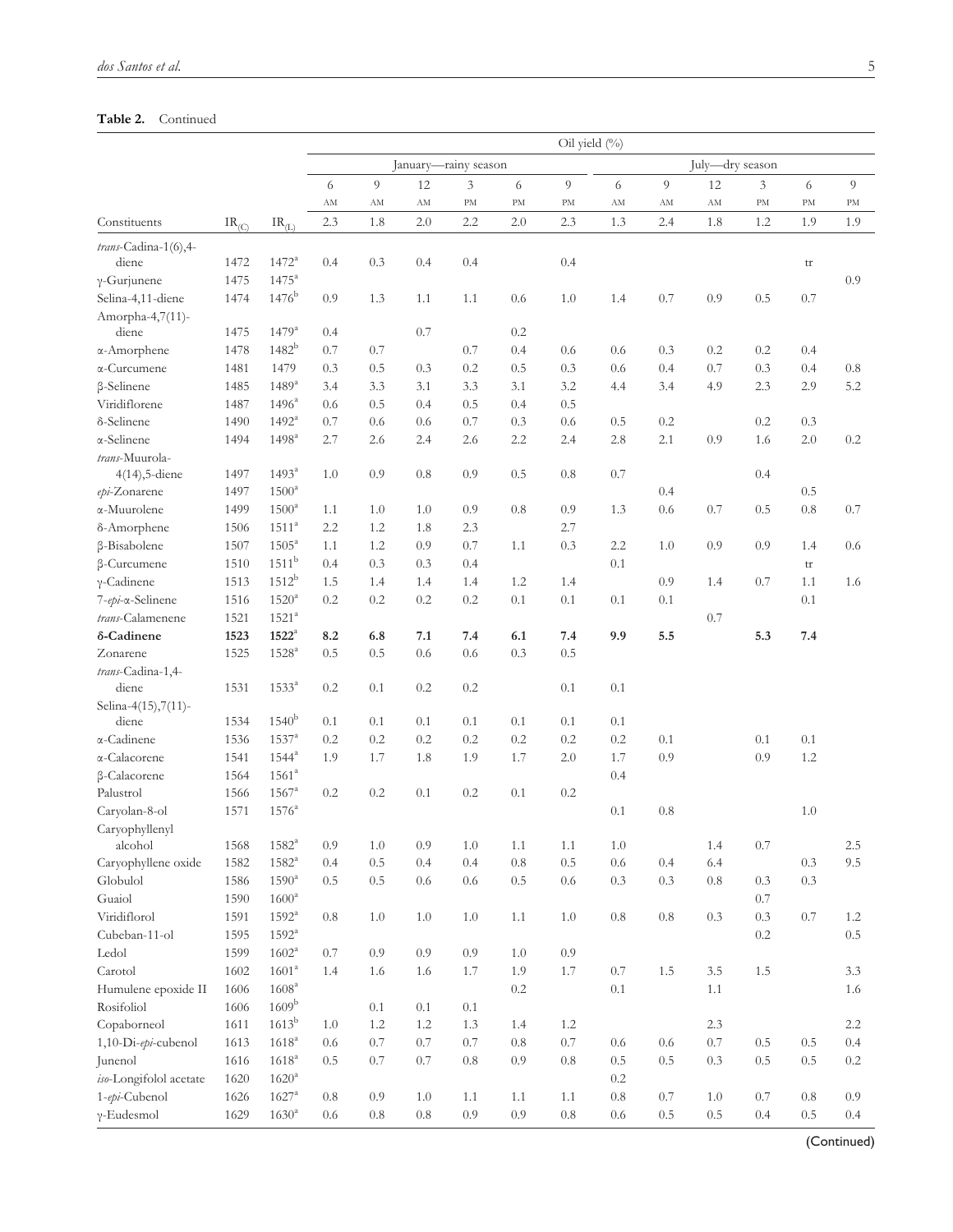**Table 2.** Continued

| | | | Oil yield (%) | | | | | | | | | | | |
|---|---|---|---|---|---|---|---|---|---|---|---|---|---|---|
| | | | January—rainy season | | | | | | July—dry season | | | | | |
| | | | 6 AM | 9 AM | 12 AM | 3 PM | 6 PM | 9 PM | 6 AM | 9 AM | 12 AM | 3 PM | 6 PM | 9 PM |
| Constituents | $IR_{(C)}$ | $IR_{(L)}$ | 2.3 | 1.8 | 2.0 | 2.2 | 2.0 | 2.3 | 1.3 | 2.4 | 1.8 | 1.2 | 1.9 | 1.9 |
| *trans*-Cadina-1(6),4-diene | 1472 | 1472[a] | 0.4 | 0.3 | 0.4 | 0.4 | | 0.4 | | | | | tr | |
| γ-Gurjunene | 1475 | 1475[a] | | | | | | | | | | | | 0.9 |
| Selina-4,11-diene | 1474 | 1476[b] | 0.9 | 1.3 | 1.1 | 1.1 | 0.6 | 1.0 | 1.4 | 0.7 | 0.9 | 0.5 | 0.7 | |
| Amorpha-4,7(11)-diene | 1475 | 1479[a] | 0.4 | | 0.7 | | 0.2 | | | | | | | |
| α-Amorphene | 1478 | 1482[b] | 0.7 | 0.7 | | 0.7 | 0.4 | 0.6 | 0.6 | 0.3 | 0.2 | 0.2 | 0.4 | |
| α-Curcumene | 1481 | 1479 | 0.3 | 0.5 | 0.3 | 0.2 | 0.5 | 0.3 | 0.6 | 0.4 | 0.7 | 0.3 | 0.4 | 0.8 |
| β-Selinene | 1485 | 1489[a] | 3.4 | 3.3 | 3.1 | 3.3 | 3.1 | 3.2 | 4.4 | 3.4 | 4.9 | 2.3 | 2.9 | 5.2 |
| Viridiflorene | 1487 | 1496[a] | 0.6 | 0.5 | 0.4 | 0.5 | 0.4 | 0.5 | | | | | | |
| δ-Selinene | 1490 | 1492[a] | 0.7 | 0.6 | 0.6 | 0.7 | 0.3 | 0.6 | 0.5 | 0.2 | | 0.2 | 0.3 | |
| α-Selinene | 1494 | 1498[a] | 2.7 | 2.6 | 2.4 | 2.6 | 2.2 | 2.4 | 2.8 | 2.1 | 0.9 | 1.6 | 2.0 | 0.2 |
| *trans*-Muurola-4(14),5-diene | 1497 | 1493[a] | 1.0 | 0.9 | 0.8 | 0.9 | 0.5 | 0.8 | 0.7 | | | 0.4 | | |
| *epi*-Zonarene | 1497 | 1500[a] | | | | | | | | 0.4 | | | 0.5 | |
| α-Muurolene | 1499 | 1500[a] | 1.1 | 1.0 | 1.0 | 0.9 | 0.8 | 0.9 | 1.3 | 0.6 | 0.7 | 0.5 | 0.8 | 0.7 |
| δ-Amorphene | 1506 | 1511[a] | 2.2 | 1.2 | 1.8 | 2.3 | | 2.7 | | | | | | |
| β-Bisabolene | 1507 | 1505[a] | 1.1 | 1.2 | 0.9 | 0.7 | 1.1 | 0.3 | 2.2 | 1.0 | 0.9 | 0.9 | 1.4 | 0.6 |
| β-Curcumene | 1510 | 1511[b] | 0.4 | 0.3 | 0.3 | 0.4 | | | 0.1 | | | | tr | |
| γ-Cadinene | 1513 | 1512[b] | 1.5 | 1.4 | 1.4 | 1.4 | 1.2 | 1.4 | | 0.9 | 1.4 | 0.7 | 1.1 | 1.6 |
| 7-*epi*-α-Selinene | 1516 | 1520[a] | 0.2 | 0.2 | 0.2 | 0.2 | 0.1 | 0.1 | 0.1 | 0.1 | | | 0.1 | |
| *trans*-Calamenene | 1521 | 1521[a] | | | | | | | | | 0.7 | | | |
| **δ-Cadinene** | **1523** | **1522**[a] | **8.2** | **6.8** | **7.1** | **7.4** | **6.1** | **7.4** | **9.9** | **5.5** | | **5.3** | **7.4** | |
| Zonarene | 1525 | 1528[a] | 0.5 | 0.5 | 0.6 | 0.6 | 0.3 | 0.5 | | | | | | |
| *trans*-Cadina-1,4-diene | 1531 | 1533[a] | 0.2 | 0.1 | 0.2 | 0.2 | | 0.1 | 0.1 | | | | | |
| Selina-4(15),7(11)-diene | 1534 | 1540[b] | 0.1 | 0.1 | 0.1 | 0.1 | 0.1 | 0.1 | 0.1 | | | | | |
| α-Cadinene | 1536 | 1537[a] | 0.2 | 0.2 | 0.2 | 0.2 | 0.2 | 0.2 | 0.2 | 0.1 | | 0.1 | 0.1 | |
| α-Calacorene | 1541 | 1544[a] | 1.9 | 1.7 | 1.8 | 1.9 | 1.7 | 2.0 | 1.7 | 0.9 | | 0.9 | 1.2 | |
| β-Calacorene | 1564 | 1561[a] | | | | | | | 0.4 | | | | | |
| Palustrol | 1566 | 1567[a] | 0.2 | 0.2 | 0.1 | 0.2 | 0.1 | 0.2 | | | | | | |
| Caryolan-8-ol | 1571 | 1576[a] | | | | | | | 0.1 | 0.8 | | | 1.0 | |
| Caryophyllenyl alcohol | 1568 | 1582[a] | 0.9 | 1.0 | 0.9 | 1.0 | 1.1 | 1.1 | 1.0 | | 1.4 | 0.7 | | 2.5 |
| Caryophyllene oxide | 1582 | 1582[a] | 0.4 | 0.5 | 0.4 | 0.4 | 0.8 | 0.5 | 0.6 | 0.4 | 6.4 | | 0.3 | 9.5 |
| Globulol | 1586 | 1590[a] | 0.5 | 0.5 | 0.6 | 0.6 | 0.5 | 0.6 | 0.3 | 0.3 | 0.8 | | 0.3 | |
| Guaiol | 1590 | 1600[a] | | | | | | | | | | 0.7 | | |
| Viridiflorol | 1591 | 1592[a] | 0.8 | 1.0 | 1.0 | 1.0 | 1.1 | 1.0 | 0.8 | 0.8 | 0.3 | 0.3 | 0.7 | 1.2 |
| Cubeban-11-ol | 1595 | 1592[a] | | | | | | | | | | 0.2 | | 0.5 |
| Ledol | 1599 | 1602[a] | 0.7 | 0.9 | 0.9 | 0.9 | 1.0 | 0.9 | | | | | | |
| Carotol | 1602 | 1601[a] | 1.4 | 1.6 | 1.6 | 1.7 | 1.9 | 1.7 | 0.7 | 1.5 | 3.5 | 1.5 | | 3.3 |
| Humulene epoxide II | 1606 | 1608[a] | | | | | 0.2 | | 0.1 | | 1.1 | | | 1.6 |
| Rosifoliol | 1606 | 1609[b] | | 0.1 | 0.1 | 0.1 | | | | | | | | |
| Copaborneol | 1611 | 1613[b] | 1.0 | 1.2 | 1.2 | 1.3 | 1.4 | 1.2 | | | 2.3 | | | 2.2 |
| 1,10-Di-*epi*-cubenol | 1613 | 1618[a] | 0.6 | 0.7 | 0.7 | 0.7 | 0.8 | 0.7 | 0.6 | 0.6 | 0.7 | 0.5 | 0.5 | 0.4 |
| Junenol | 1616 | 1618[a] | 0.5 | 0.7 | 0.7 | 0.8 | 0.9 | 0.8 | 0.5 | 0.5 | 0.3 | 0.5 | 0.5 | 0.2 |
| *iso*-Longifolol acetate | 1620 | 1620[a] | | | | | | | 0.2 | | | | | |
| 1-*epi*-Cubenol | 1626 | 1627[a] | 0.8 | 0.9 | 1.0 | 1.1 | 1.1 | 1.1 | 0.8 | 0.7 | 1.0 | 0.7 | 0.8 | 0.9 |
| γ-Eudesmol | 1629 | 1630[a] | 0.6 | 0.8 | 0.8 | 0.9 | 0.9 | 0.8 | 0.6 | 0.5 | 0.5 | 0.4 | 0.5 | 0.4 |

(Continued)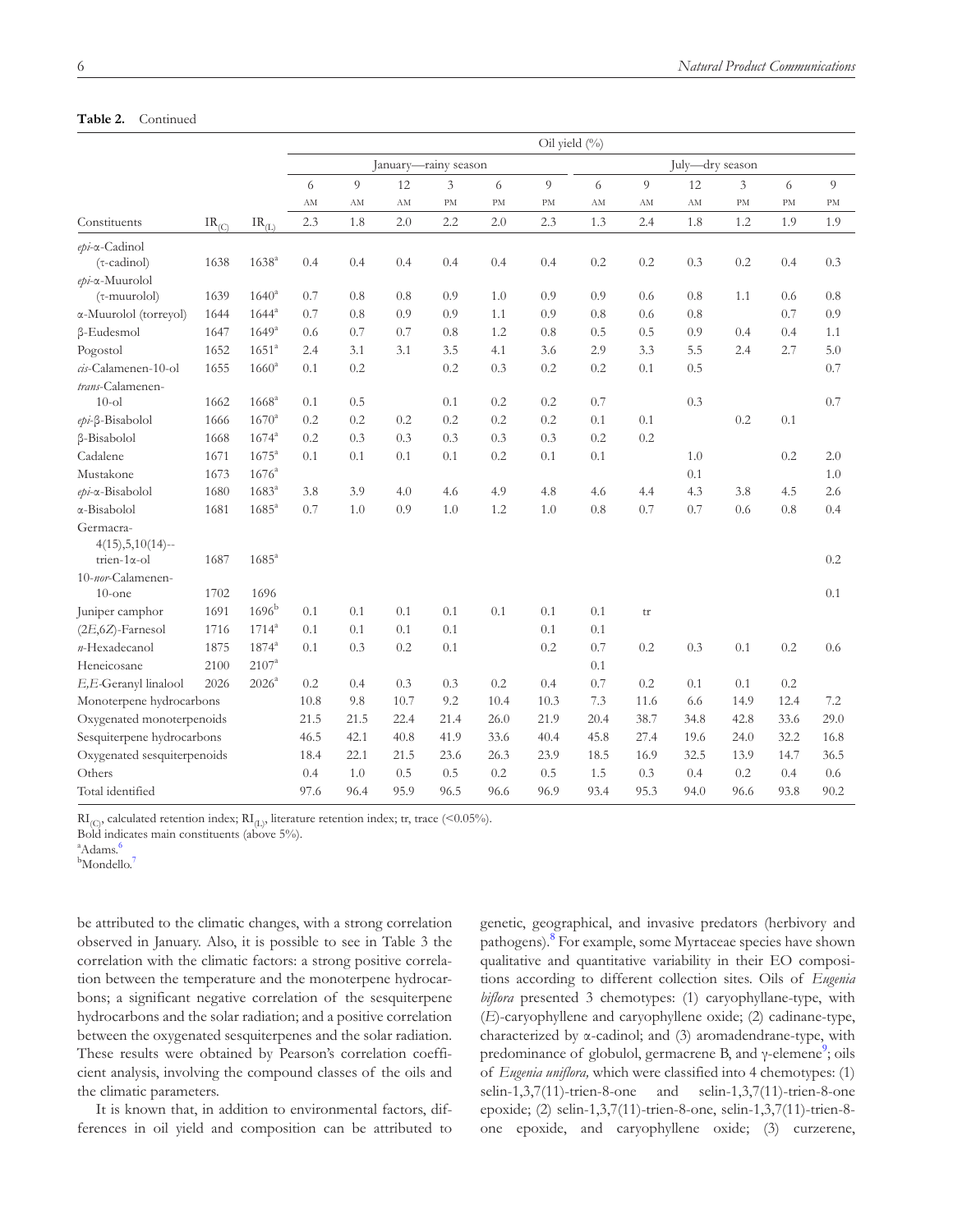**Table 2.** Continued

| | | | Oil yield (%) | | | | | | | | | | | |
|---|---|---|---|---|---|---|---|---|---|---|---|---|---|---|
| | | | January—rainy season | | | | | | July—dry season | | | | | |
| | | | 6 AM | 9 AM | 12 AM | 3 PM | 6 PM | 9 PM | 6 AM | 9 AM | 12 AM | 3 PM | 6 PM | 9 PM |
| Constituents | $IR_{(C)}$ | $IR_{(L)}$ | 2.3 | 1.8 | 2.0 | 2.2 | 2.0 | 2.3 | 1.3 | 2.4 | 1.8 | 1.2 | 1.9 | 1.9 |
| *epi*-α-Cadinol (τ-cadinol) | 1638 | 1638[a] | 0.4 | 0.4 | 0.4 | 0.4 | 0.4 | 0.4 | 0.2 | 0.2 | 0.3 | 0.2 | 0.4 | 0.3 |
| *epi*-α-Muurolol (τ-muurolol) | 1639 | 1640[a] | 0.7 | 0.8 | 0.8 | 0.9 | 1.0 | 0.9 | 0.9 | 0.6 | 0.8 | 1.1 | 0.6 | 0.8 |
| α-Muurolol (torreyol) | 1644 | 1644[a] | 0.7 | 0.8 | 0.9 | 0.9 | 1.1 | 0.9 | 0.8 | 0.6 | 0.8 | | 0.7 | 0.9 |
| β-Eudesmol | 1647 | 1649[a] | 0.6 | 0.7 | 0.7 | 0.8 | 1.2 | 0.8 | 0.5 | 0.5 | 0.9 | 0.4 | 0.4 | 1.1 |
| Pogostol | 1652 | 1651[a] | 2.4 | 3.1 | 3.1 | 3.5 | 4.1 | 3.6 | 2.9 | 3.3 | 5.5 | 2.4 | 2.7 | 5.0 |
| *cis*-Calamenen-10-ol | 1655 | 1660[a] | 0.1 | 0.2 | | 0.2 | 0.3 | 0.2 | 0.2 | 0.1 | 0.5 | | | 0.7 |
| *trans*-Calamenen-10-ol | 1662 | 1668[a] | 0.1 | 0.5 | | 0.1 | 0.2 | 0.2 | 0.7 | | 0.3 | | | 0.7 |
| *epi*-β-Bisabolol | 1666 | 1670[a] | 0.2 | 0.2 | 0.2 | 0.2 | 0.2 | 0.2 | 0.1 | 0.1 | | 0.2 | 0.1 | |
| β-Bisabolol | 1668 | 1674[a] | 0.2 | 0.3 | 0.3 | 0.3 | 0.3 | 0.3 | 0.2 | 0.2 | | | | |
| Cadalene | 1671 | 1675[a] | 0.1 | 0.1 | 0.1 | 0.1 | 0.2 | 0.1 | 0.1 | | 1.0 | | 0.2 | 2.0 |
| Mustakone | 1673 | 1676[a] | | | | | | | | | 0.1 | | | 1.0 |
| *epi*-α-Bisabolol | 1680 | 1683[a] | 3.8 | 3.9 | 4.0 | 4.6 | 4.9 | 4.8 | 4.6 | 4.4 | 4.3 | 3.8 | 4.5 | 2.6 |
| α-Bisabolol | 1681 | 1685[a] | 0.7 | 1.0 | 0.9 | 1.0 | 1.2 | 1.0 | 0.8 | 0.7 | 0.7 | 0.6 | 0.8 | 0.4 |
| Germacra-4(15),5,10(14)--trien-1α-ol | 1687 | 1685[a] | | | | | | | | | | | | 0.2 |
| 10-*nor*-Calamenen-10-one | 1702 | 1696 | | | | | | | | | | | | 0.1 |
| Juniper camphor | 1691 | 1696[b] | 0.1 | 0.1 | 0.1 | 0.1 | 0.1 | 0.1 | 0.1 | tr | | | | |
| (2*E*,6*Z*)-Farnesol | 1716 | 1714[a] | 0.1 | 0.1 | 0.1 | 0.1 | | 0.1 | 0.1 | | | | | |
| *n*-Hexadecanol | 1875 | 1874[a] | 0.1 | 0.3 | 0.2 | 0.1 | | 0.2 | 0.7 | 0.2 | 0.3 | 0.1 | 0.2 | 0.6 |
| Heneicosane | 2100 | 2107[a] | | | | | | | 0.1 | | | | | |
| *E*,*E*-Geranyl linalool | 2026 | 2026[a] | 0.2 | 0.4 | 0.3 | 0.3 | 0.2 | 0.4 | 0.7 | 0.2 | 0.1 | 0.1 | 0.2 | |
| Monoterpene hydrocarbons | | | 10.8 | 9.8 | 10.7 | 9.2 | 10.4 | 10.3 | 7.3 | 11.6 | 6.6 | 14.9 | 12.4 | 7.2 |
| Oxygenated monoterpenoids | | | 21.5 | 21.5 | 22.4 | 21.4 | 26.0 | 21.9 | 20.4 | 38.7 | 34.8 | 42.8 | 33.6 | 29.0 |
| Sesquiterpene hydrocarbons | | | 46.5 | 42.1 | 40.8 | 41.9 | 33.6 | 40.4 | 45.8 | 27.4 | 19.6 | 24.0 | 32.2 | 16.8 |
| Oxygenated sesquiterpenoids | | | 18.4 | 22.1 | 21.5 | 23.6 | 26.3 | 23.9 | 18.5 | 16.9 | 32.5 | 13.9 | 14.7 | 36.5 |
| Others | | | 0.4 | 1.0 | 0.5 | 0.5 | 0.2 | 0.5 | 1.5 | 0.3 | 0.4 | 0.2 | 0.4 | 0.6 |
| Total identified | | | 97.6 | 96.4 | 95.9 | 96.5 | 96.6 | 96.9 | 93.4 | 95.3 | 94.0 | 96.6 | 93.8 | 90.2 |

$RI_{(C)}$, calculated retention index; $RI_{(L)}$, literature retention index; tr, trace (<0.05%).
Bold indicates main constituents (above 5%).
[a]Adams.[6]
[b]Mondello.[7]

be attributed to the climatic changes, with a strong correlation observed in January. Also, it is possible to see in Table 3 the correlation with the climatic factors: a strong positive correlation between the temperature and the monoterpene hydrocarbons; a significant negative correlation of the sesquiterpene hydrocarbons and the solar radiation; and a positive correlation between the oxygenated sesquiterpenes and the solar radiation. These results were obtained by Pearson's correlation coefficient analysis, involving the compound classes of the oils and the climatic parameters.

It is known that, in addition to environmental factors, differences in oil yield and composition can be attributed to genetic, geographical, and invasive predators (herbivory and pathogens).[8] For example, some Myrtaceae species have shown qualitative and quantitative variability in their EO compositions according to different collection sites. Oils of *Eugenia biflora* presented 3 chemotypes: (1) caryophyllane-type, with (*E*)-caryophyllene and caryophyllene oxide; (2) cadinane-type, characterized by α-cadinol; and (3) aromadendrane-type, with predominance of globulol, germacrene B, and γ-elemene[9]; oils of *Eugenia uniflora,* which were classified into 4 chemotypes: (1) selin-1,3,7(11)-trien-8-one and selin-1,3,7(11)-trien-8-one epoxide; (2) selin-1,3,7(11)-trien-8-one, selin-1,3,7(11)-trien-8-one epoxide, and caryophyllene oxide; (3) curzerene,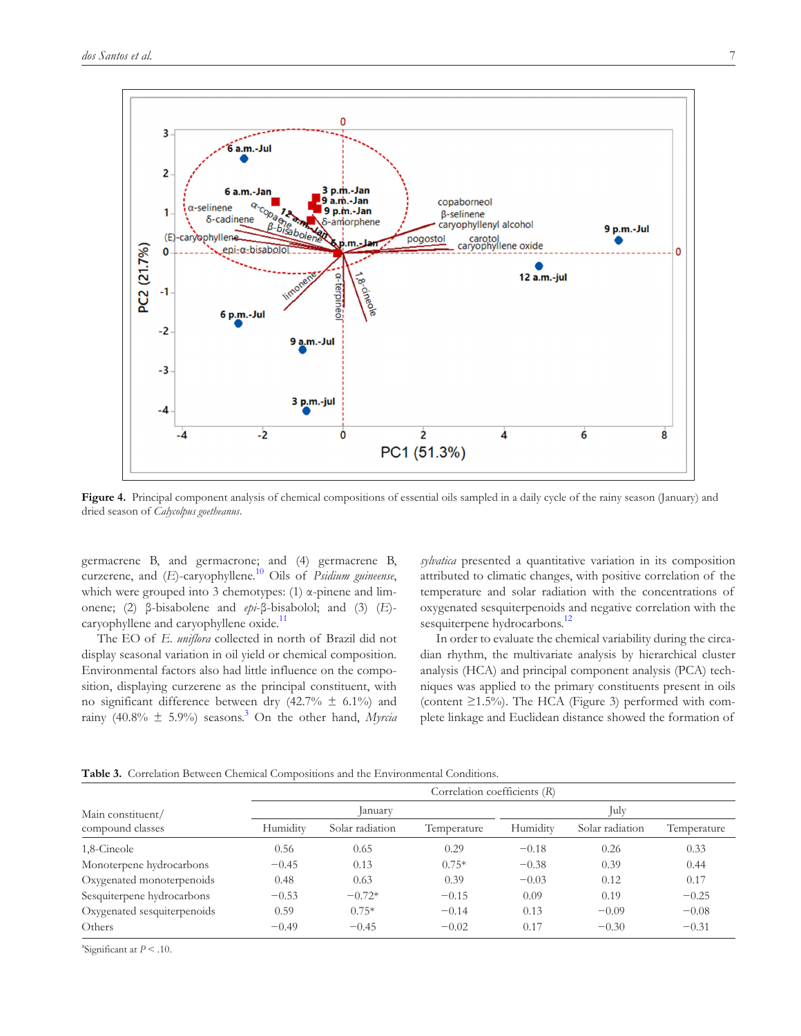**Figure 4.** Principal component analysis of chemical compositions of essential oils sampled in a daily cycle of the rainy season (January) and dried season of *Calycolpus goetheanus*.

germacrene B, and germacrone; and (4) germacrene B, curzerene, and (*E*)-caryophyllene.[10] Oils of *Psidium guineense*, which were grouped into 3 chemotypes: (1) α-pinene and limonene; (2) β-bisabolene and *epi*-β-bisabolol; and (3) (*E*)-caryophyllene and caryophyllene oxide.[11]

The EO of *E. uniflora* collected in north of Brazil did not display seasonal variation in oil yield or chemical composition. Environmental factors also had little influence on the composition, displaying curzerene as the principal constituent, with no significant difference between dry (42.7% ± 6.1%) and rainy (40.8% ± 5.9%) seasons.[3] On the other hand, *Myrcia sylvatica* presented a quantitative variation in its composition attributed to climatic changes, with positive correlation of the temperature and solar radiation with the concentrations of oxygenated sesquiterpenoids and negative correlation with the sesquiterpene hydrocarbons.[12]

In order to evaluate the chemical variability during the circadian rhythm, the multivariate analysis by hierarchical cluster analysis (HCA) and principal component analysis (PCA) techniques was applied to the primary constituents present in oils (content ≥1.5%). The HCA (Figure 3) performed with complete linkage and Euclidean distance showed the formation of

**Table 3.** Correlation Between Chemical Compositions and the Environmental Conditions.

| Main constituent/ compound classes | Correlation coefficients (R) | | | | | |
|---|---|---|---|---|---|---|
| | January | | | July | | |
| | Humidity | Solar radiation | Temperature | Humidity | Solar radiation | Temperature |
| 1,8-Cineole | 0.56 | 0.65 | 0.29 | −0.18 | 0.26 | 0.33 |
| Monoterpene hydrocarbons | −0.45 | 0.13 | 0.75* | −0.38 | 0.39 | 0.44 |
| Oxygenated monoterpenoids | 0.48 | 0.63 | 0.39 | −0.03 | 0.12 | 0.17 |
| Sesquiterpene hydrocarbons | −0.53 | −0.72* | −0.15 | 0.09 | 0.19 | −0.25 |
| Oxygenated sesquiterpenoids | 0.59 | 0.75* | −0.14 | 0.13 | −0.09 | −0.08 |
| Others | −0.49 | −0.45 | −0.02 | 0.17 | −0.30 | −0.31 |

[a]Significant at $P < .10$.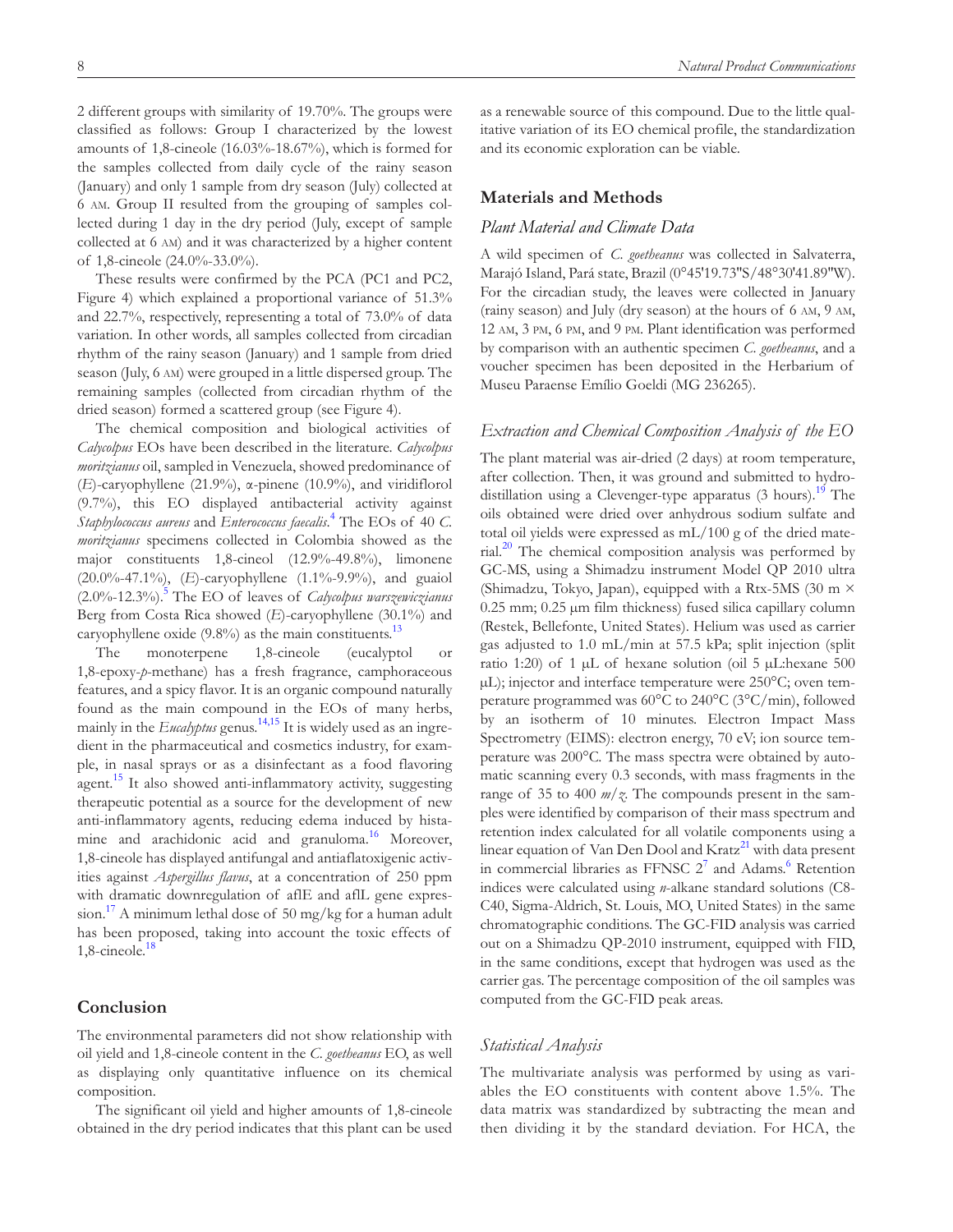2 different groups with similarity of 19.70%. The groups were classified as follows: Group I characterized by the lowest amounts of 1,8-cineole (16.03%-18.67%), which is formed for the samples collected from daily cycle of the rainy season (January) and only 1 sample from dry season (July) collected at 6 AM. Group II resulted from the grouping of samples collected during 1 day in the dry period (July, except of sample collected at 6 AM) and it was characterized by a higher content of 1,8-cineole (24.0%-33.0%).

These results were confirmed by the PCA (PC1 and PC2, Figure 4) which explained a proportional variance of 51.3% and 22.7%, respectively, representing a total of 73.0% of data variation. In other words, all samples collected from circadian rhythm of the rainy season (January) and 1 sample from dried season (July, 6 AM) were grouped in a little dispersed group. The remaining samples (collected from circadian rhythm of the dried season) formed a scattered group (see Figure 4).

The chemical composition and biological activities of *Calycolpus* EOs have been described in the literature. *Calycolpus moritzianus* oil, sampled in Venezuela, showed predominance of (*E*)-caryophyllene (21.9%), α-pinene (10.9%), and viridiflorol (9.7%), this EO displayed antibacterial activity against *Staphylococcus aureus* and *Enterococcus faecalis*.[4] The EOs of 40 *C. moritzianus* specimens collected in Colombia showed as the major constituents 1,8-cineol (12.9%-49.8%), limonene (20.0%-47.1%), (*E*)-caryophyllene (1.1%-9.9%), and guaiol (2.0%-12.3%).[5] The EO of leaves of *Calycolpus warszewiczianus* Berg from Costa Rica showed (*E*)-caryophyllene (30.1%) and caryophyllene oxide (9.8%) as the main constituents.[13]

The monoterpene 1,8-cineole (eucalyptol or 1,8-epoxy-*p*-methane) has a fresh fragrance, camphoraceous features, and a spicy flavor. It is an organic compound naturally found as the main compound in the EOs of many herbs, mainly in the *Eucalyptus* genus.[14,15] It is widely used as an ingredient in the pharmaceutical and cosmetics industry, for example, in nasal sprays or as a disinfectant as a food flavoring agent.[15] It also showed anti-inflammatory activity, suggesting therapeutic potential as a source for the development of new anti-inflammatory agents, reducing edema induced by histamine and arachidonic acid and granuloma.[16] Moreover, 1,8-cineole has displayed antifungal and antiaflatoxigenic activities against *Aspergillus flavus*, at a concentration of 250 ppm with dramatic downregulation of aflE and aflL gene expression.[17] A minimum lethal dose of 50 mg/kg for a human adult has been proposed, taking into account the toxic effects of 1,8-cineole.[18]

## Conclusion

The environmental parameters did not show relationship with oil yield and 1,8-cineole content in the *C. goetheanus* EO, as well as displaying only quantitative influence on its chemical composition.

The significant oil yield and higher amounts of 1,8-cineole obtained in the dry period indicates that this plant can be used as a renewable source of this compound. Due to the little qualitative variation of its EO chemical profile, the standardization and its economic exploration can be viable.

## Materials and Methods

### Plant Material and Climate Data

A wild specimen of *C. goetheanus* was collected in Salvaterra, Marajó Island, Pará state, Brazil (0°45'19.73"S/48°30'41.89"W). For the circadian study, the leaves were collected in January (rainy season) and July (dry season) at the hours of 6 AM, 9 AM, 12 AM, 3 PM, 6 PM, and 9 PM. Plant identification was performed by comparison with an authentic specimen *C. goetheanus*, and a voucher specimen has been deposited in the Herbarium of Museu Paraense Emílio Goeldi (MG 236265).

### Extraction and Chemical Composition Analysis of the EO

The plant material was air-dried (2 days) at room temperature, after collection. Then, it was ground and submitted to hydrodistillation using a Clevenger-type apparatus (3 hours).[19] The oils obtained were dried over anhydrous sodium sulfate and total oil yields were expressed as mL/100 g of the dried material.[20] The chemical composition analysis was performed by GC-MS, using a Shimadzu instrument Model QP 2010 ultra (Shimadzu, Tokyo, Japan), equipped with a Rtx-5MS (30 m × 0.25 mm; 0.25 μm film thickness) fused silica capillary column (Restek, Bellefonte, United States). Helium was used as carrier gas adjusted to 1.0 mL/min at 57.5 kPa; split injection (split ratio 1:20) of 1 μL of hexane solution (oil 5 μL:hexane 500 μL); injector and interface temperature were 250°C; oven temperature programmed was 60°C to 240°C (3°C/min), followed by an isotherm of 10 minutes. Electron Impact Mass Spectrometry (EIMS): electron energy, 70 eV; ion source temperature was 200°C. The mass spectra were obtained by automatic scanning every 0.3 seconds, with mass fragments in the range of 35 to 400 *m/z*. The compounds present in the samples were identified by comparison of their mass spectrum and retention index calculated for all volatile components using a linear equation of Van Den Dool and Kratz[21] with data present in commercial libraries as FFNSC 2[7] and Adams.[6] Retention indices were calculated using *n*-alkane standard solutions (C8-C40, Sigma-Aldrich, St. Louis, MO, United States) in the same chromatographic conditions. The GC-FID analysis was carried out on a Shimadzu QP-2010 instrument, equipped with FID, in the same conditions, except that hydrogen was used as the carrier gas. The percentage composition of the oil samples was computed from the GC-FID peak areas.

### Statistical Analysis

The multivariate analysis was performed by using as variables the EO constituents with content above 1.5%. The data matrix was standardized by subtracting the mean and then dividing it by the standard deviation. For HCA, the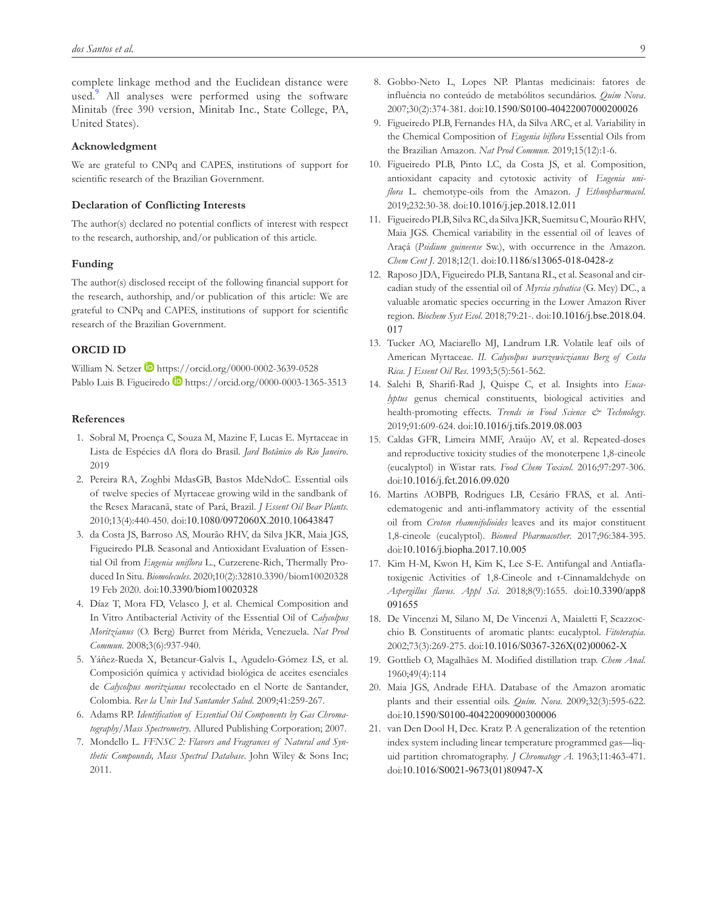complete linkage method and the Euclidean distance were used.[9] All analyses were performed using the software Minitab (free 390 version, Minitab Inc., State College, PA, United States).

### Acknowledgment

We are grateful to CNPq and CAPES, institutions of support for scientific research of the Brazilian Government.

### Declaration of Conflicting Interests

The author(s) declared no potential conflicts of interest with respect to the research, authorship, and/or publication of this article.

### Funding

The author(s) disclosed receipt of the following financial support for the research, authorship, and/or publication of this article: We are grateful to CNPq and CAPES, institutions of support for scientific research of the Brazilian Government.

### ORCID ID

William N. Setzer https://orcid.org/0000-0002-3639-0528
Pablo Luis B. Figueiredo https://orcid.org/0000-0003-1365-3513

### References

1. Sobral M, Proença C, Souza M, Mazine F, Lucas E. Myrtaceae in Lista de Espécies dA flora do Brasil. *Jard Botânico do Rio Janeiro*. 2019
2. Pereira RA, Zoghbi MdasGB, Bastos MdeNdoC. Essential oils of twelve species of Myrtaceae growing wild in the sandbank of the Resex Maracanã, state of Pará, Brazil. *J Essent Oil Bear Plants*. 2010;13(4):440-450. doi:10.1080/0972060X.2010.10643847
3. da Costa JS, Barroso AS, Mourão RHV, da Silva JKR, Maia JGS, Figueiredo PLB. Seasonal and Antioxidant Evaluation of Essential Oil from *Eugenia uniflora* L., Curzerene-Rich, Thermally Produced In Situ. *Biomolecules*. 2020;10(2):32810.3390/biom10020328 19 Feb 2020. doi:10.3390/biom10020328
4. Díaz T, Mora FD, Velasco J, et al. Chemical Composition and In Vitro Antibacterial Activity of the Essential Oil of C*alycolpus Moritzianus* (O. Berg) Burret from Mérida, Venezuela. *Nat Prod Commun*. 2008;3(6):937-940.
5. Yáñez-Rueda X, Betancur-Galvis L, Agudelo-Gómez LS, et al. Composición química y actividad biológica de aceites esenciales de *Calycolpus moritzianus* recolectado en el Norte de Santander, Colombia. *Rev la Univ Ind Santander Salud*. 2009;41:259-267.
6. Adams RP. *Identification of Essential Oil Components by Gas Chromatography/Mass Spectrometry*. Allured Publishing Corporation; 2007.
7. Mondello L. *FFNSC 2: Flavors and Fragrances of Natural and Synthetic Compounds, Mass Spectral Database*. John Wiley & Sons Inc; 2011.
8. Gobbo-Neto L, Lopes NP. Plantas medicinais: fatores de influência no conteúdo de metabólitos secundários. *Quím Nova*. 2007;30(2):374-381. doi:10.1590/S0100-40422007000200026
9. Figueiredo PLB, Fernandes HA, da Silva ARC, et al. Variability in the Chemical Composition of *Eugenia biflora* Essential Oils from the Brazilian Amazon. *Nat Prod Commun*. 2019;15(12):1-6.
10. Figueiredo PLB, Pinto LC, da Costa JS, et al. Composition, antioxidant capacity and cytotoxic activity of *Eugenia uniflora* L. chemotype-oils from the Amazon. *J Ethnopharmacol*. 2019;232:30-38. doi:10.1016/j.jep.2018.12.011
11. Figueiredo PLB, Silva RC, da Silva JKR, Suemitsu C, Mourão RHV, Maia JGS. Chemical variability in the essential oil of leaves of Araçá (*Psidium guineense* Sw.), with occurrence in the Amazon. *Chem Cent J*. 2018;12(1. doi:10.1186/s13065-018-0428-z
12. Raposo JDA, Figueiredo PLB, Santana RL, et al. Seasonal and circadian study of the essential oil of *Myrcia sylvatica* (G. Mey) DC., a valuable aromatic species occurring in the Lower Amazon River region. *Biochem Syst Ecol*. 2018;79:21-. doi:10.1016/j.bse.2018.04.017
13. Tucker AO, Maciarello MJ, Landrum LR. Volatile leaf oils of American Myrtaceae. *II. Calycolpus warszewiczianus Berg of Costa Rica*. *J Essent Oil Res*. 1993;5(5):561-562.
14. Salehi B, Sharifi-Rad J, Quispe C, et al. Insights into *Eucalyptus* genus chemical constituents, biological activities and health-promoting effects. *Trends in Food Science & Technology*. 2019;91:609-624. doi:10.1016/j.tifs.2019.08.003
15. Caldas GFR, Limeira MMF, Araújo AV, et al. Repeated-doses and reproductive toxicity studies of the monoterpene 1,8-cineole (eucalyptol) in Wistar rats. *Food Chem Toxicol*. 2016;97:297-306. doi:10.1016/j.fct.2016.09.020
16. Martins AOBPB, Rodrigues LB, Cesário FRAS, et al. Anti-edematogenic and anti-inflammatory activity of the essential oil from *Croton rhamnifolioides* leaves and its major constituent 1,8-cineole (eucalyptol). *Biomed Pharmacother*. 2017;96:384-395. doi:10.1016/j.biopha.2017.10.005
17. Kim H-M, Kwon H, Kim K, Lee S-E. Antifungal and Antiaflatoxigenic Activities of 1,8-Cineole and t-Cinnamaldehyde on *Aspergillus flavus*. *Appl Sci*. 2018;8(9):1655. doi:10.3390/app8091655
18. De Vincenzi M, Silano M, De Vincenzi A, Maialetti F, Scazzocchio B. Constituents of aromatic plants: eucalyptol. *Fitoterapia*. 2002;73(3):269-275. doi:10.1016/S0367-326X(02)00062-X
19. Gottlieb O, Magalhães M. Modified distillation trap. *Chem Anal*. 1960;49(4):114
20. Maia JGS, Andrade EHA. Database of the Amazon aromatic plants and their essential oils. *Quím. Nova*. 2009;32(3):595-622. doi:10.1590/S0100-40422009000300006
21. van Den Dool H, Dec. Kratz P. A generalization of the retention index system including linear temperature programmed gas—liquid partition chromatography. *J Chromatogr A*. 1963;11:463-471. doi:10.1016/S0021-9673(01)80947-X